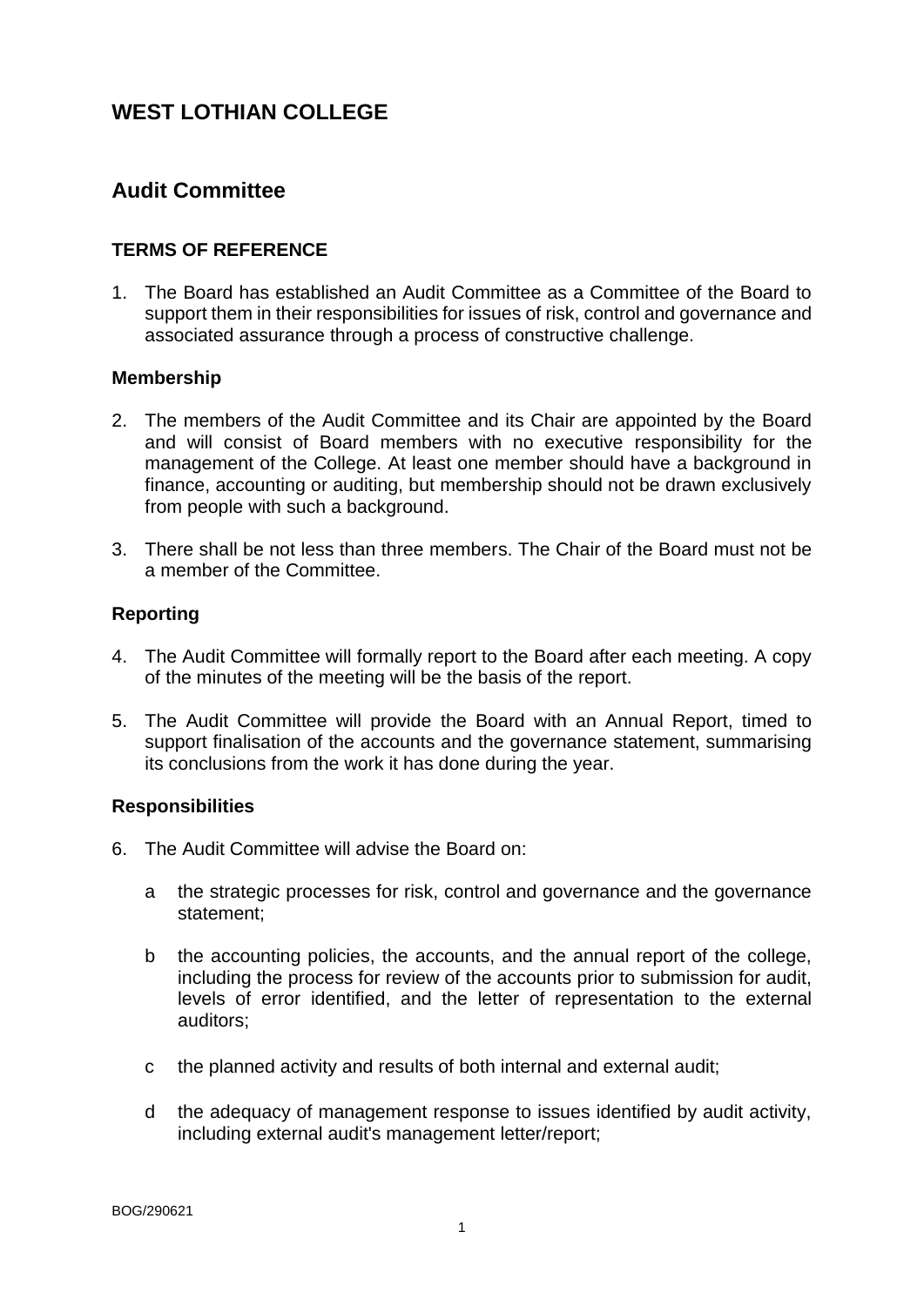# WEST LOTHIAN COLLEGE

## Audit Committee

### TERMS OF REFERENCE

1. The Board has established an Audit Committee as a Committee of the Board to support them in their responsibilities for issues of risk, control and governance and associated assurance through a process of constructive challenge.

### Membership

2. The members of the Audit Committee and its Chair are appointed by the Board and will consist of Board members with no executive responsibility for the management of the College. At least one member should have a background in finance, accounting or auditing, but membership should not be drawn exclusively from people with such a background.

3. There shall be not less than three members. The Chair of the Board must not be a member of the Committee.

### Reporting

4. The Audit Committee will formally report to the Board after each meeting. A copy of the minutes of the meeting will be the basis of the report.

5. The Audit Committee will provide the Board with an Annual Report, timed to support finalisation of the accounts and the governance statement, summarising its conclusions from the work it has done during the year.

### Responsibilities

6. The Audit Committee will advise the Board on:

   a the strategic processes for risk, control and governance and the governance statement;

   b the accounting policies, the accounts, and the annual report of the college, including the process for review of the accounts prior to submission for audit, levels of error identified, and the letter of representation to the external auditors;

   c the planned activity and results of both internal and external audit;

   d the adequacy of management response to issues identified by audit activity, including external audit's management letter/report;

BOG/290621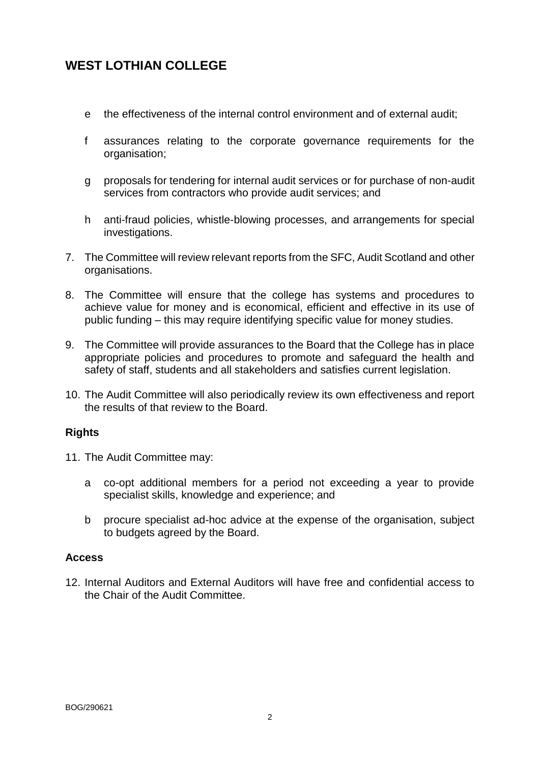e the effectiveness of the internal control environment and of external audit;

f assurances relating to the corporate governance requirements for the organisation;

g proposals for tendering for internal audit services or for purchase of non-audit services from contractors who provide audit services; and

h anti-fraud policies, whistle-blowing processes, and arrangements for special investigations.

7. The Committee will review relevant reports from the SFC, Audit Scotland and other organisations.

8. The Committee will ensure that the college has systems and procedures to achieve value for money and is economical, efficient and effective in its use of public funding – this may require identifying specific value for money studies.

9. The Committee will provide assurances to the Board that the College has in place appropriate policies and procedures to promote and safeguard the health and safety of staff, students and all stakeholders and satisfies current legislation.

10. The Audit Committee will also periodically review its own effectiveness and report the results of that review to the Board.

**Rights**

11. The Audit Committee may:

    a co-opt additional members for a period not exceeding a year to provide specialist skills, knowledge and experience; and

    b procure specialist ad-hoc advice at the expense of the organisation, subject to budgets agreed by the Board.

**Access**

12. Internal Auditors and External Auditors will have free and confidential access to the Chair of the Audit Committee.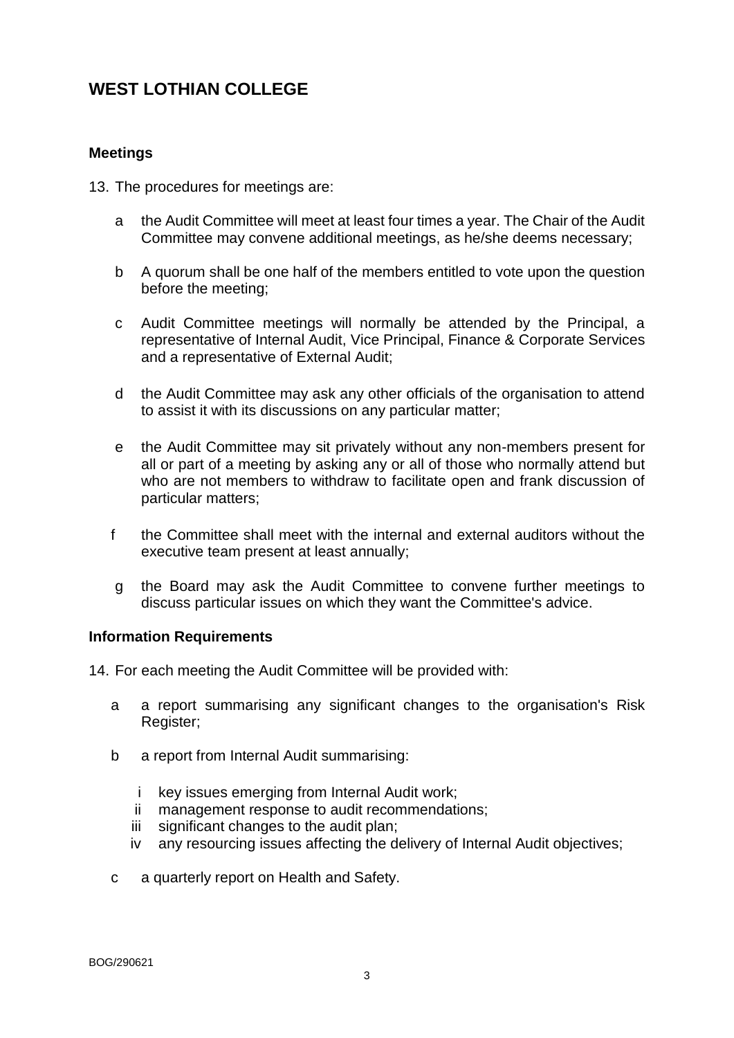# WEST LOTHIAN COLLEGE

## Meetings

13. The procedures for meetings are:

   a  the Audit Committee will meet at least four times a year. The Chair of the Audit Committee may convene additional meetings, as he/she deems necessary;

   b  A quorum shall be one half of the members entitled to vote upon the question before the meeting;

   c  Audit Committee meetings will normally be attended by the Principal, a representative of Internal Audit, Vice Principal, Finance & Corporate Services and a representative of External Audit;

   d  the Audit Committee may ask any other officials of the organisation to attend to assist it with its discussions on any particular matter;

   e  the Audit Committee may sit privately without any non-members present for all or part of a meeting by asking any or all of those who normally attend but who are not members to withdraw to facilitate open and frank discussion of particular matters;

   f  the Committee shall meet with the internal and external auditors without the executive team present at least annually;

   g  the Board may ask the Audit Committee to convene further meetings to discuss particular issues on which they want the Committee's advice.

## Information Requirements

14. For each meeting the Audit Committee will be provided with:

   a  a report summarising any significant changes to the organisation's Risk Register;

   b  a report from Internal Audit summarising:

      i  key issues emerging from Internal Audit work;
      ii  management response to audit recommendations;
      iii  significant changes to the audit plan;
      iv  any resourcing issues affecting the delivery of Internal Audit objectives;

   c  a quarterly report on Health and Safety.

BOG/290621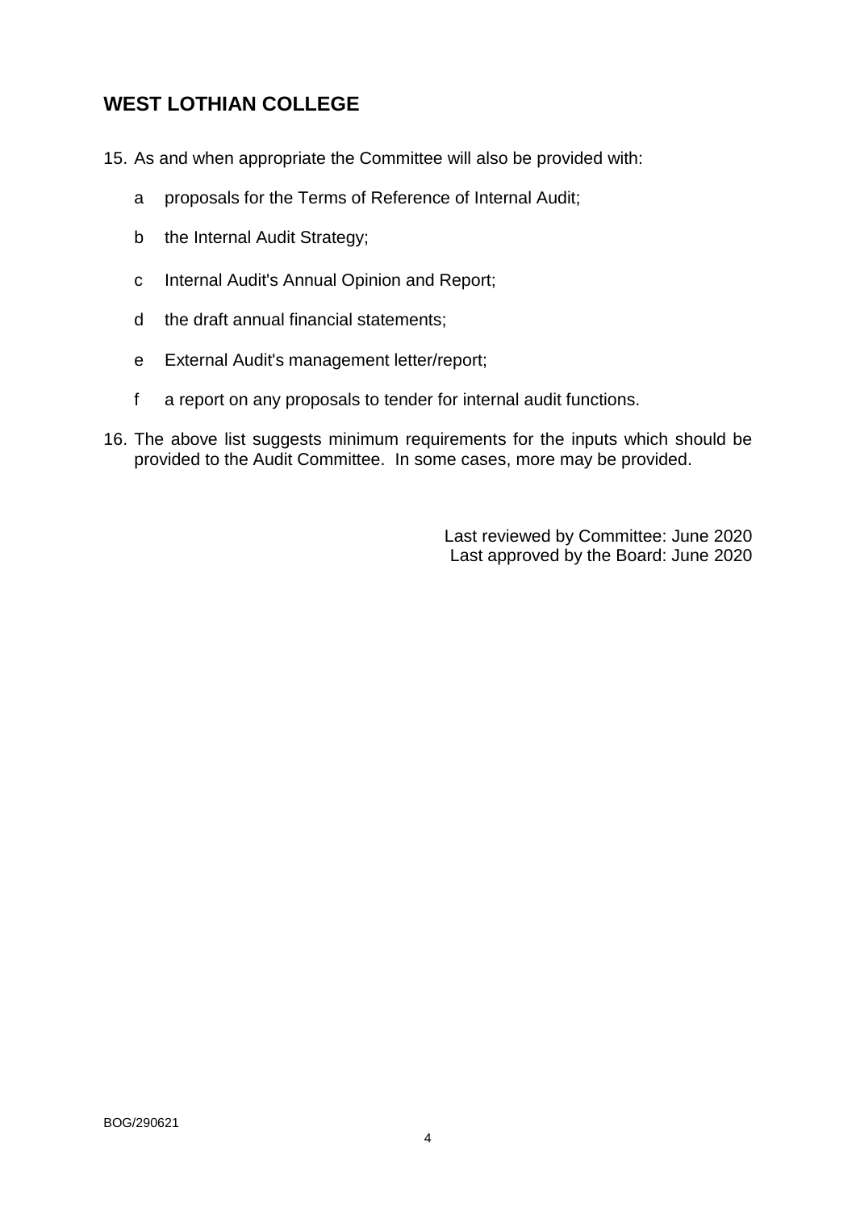## WEST LOTHIAN COLLEGE

15. As and when appropriate the Committee will also be provided with:

    a proposals for the Terms of Reference of Internal Audit;

    b the Internal Audit Strategy;

    c Internal Audit's Annual Opinion and Report;

    d the draft annual financial statements;

    e External Audit's management letter/report;

    f a report on any proposals to tender for internal audit functions.

16. The above list suggests minimum requirements for the inputs which should be provided to the Audit Committee. In some cases, more may be provided.

Last reviewed by Committee: June 2020
Last approved by the Board: June 2020

BOG/290621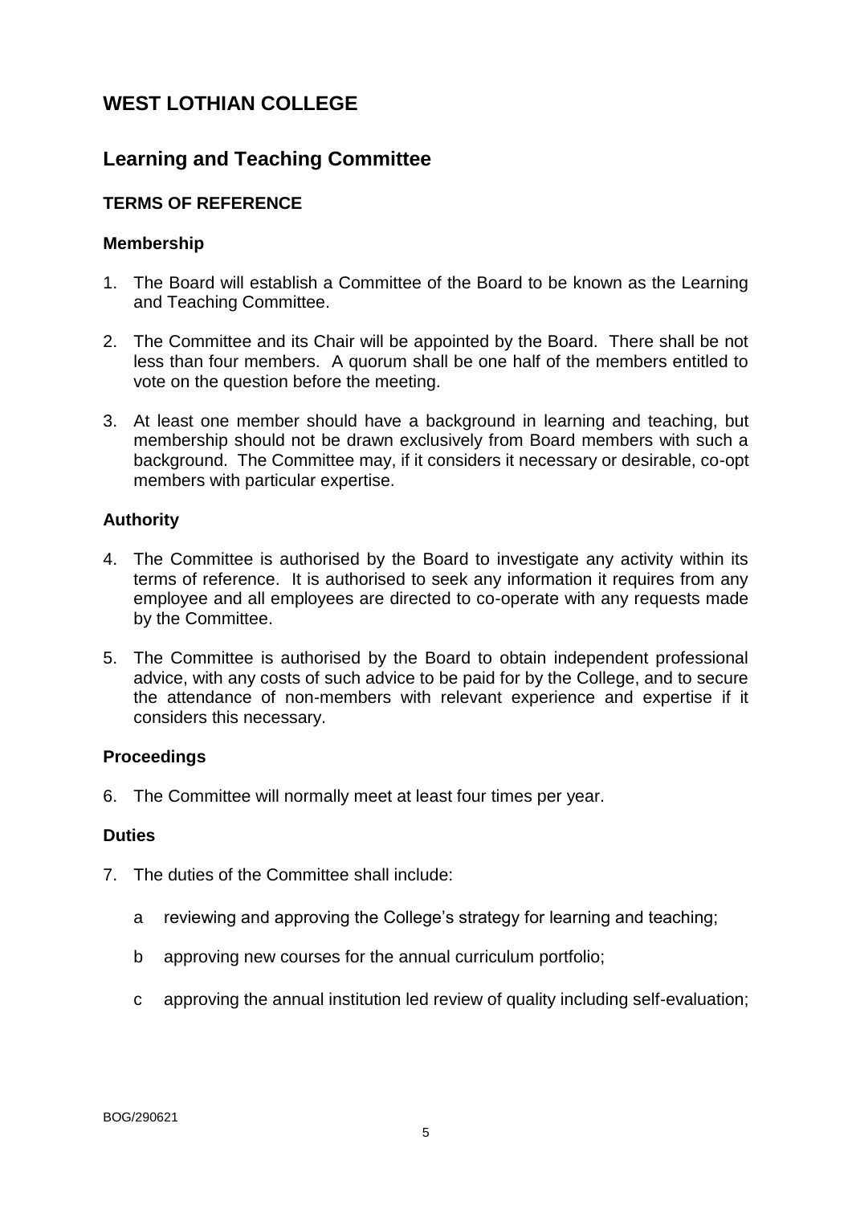# WEST LOTHIAN COLLEGE

## Learning and Teaching Committee

### TERMS OF REFERENCE

#### Membership

1. The Board will establish a Committee of the Board to be known as the Learning and Teaching Committee.

2. The Committee and its Chair will be appointed by the Board. There shall be not less than four members. A quorum shall be one half of the members entitled to vote on the question before the meeting.

3. At least one member should have a background in learning and teaching, but membership should not be drawn exclusively from Board members with such a background. The Committee may, if it considers it necessary or desirable, co-opt members with particular expertise.

#### Authority

4. The Committee is authorised by the Board to investigate any activity within its terms of reference. It is authorised to seek any information it requires from any employee and all employees are directed to co-operate with any requests made by the Committee.

5. The Committee is authorised by the Board to obtain independent professional advice, with any costs of such advice to be paid for by the College, and to secure the attendance of non-members with relevant experience and expertise if it considers this necessary.

#### Proceedings

6. The Committee will normally meet at least four times per year.

#### Duties

7. The duties of the Committee shall include:

   a reviewing and approving the College's strategy for learning and teaching;

   b approving new courses for the annual curriculum portfolio;

   c approving the annual institution led review of quality including self-evaluation;

BOG/290621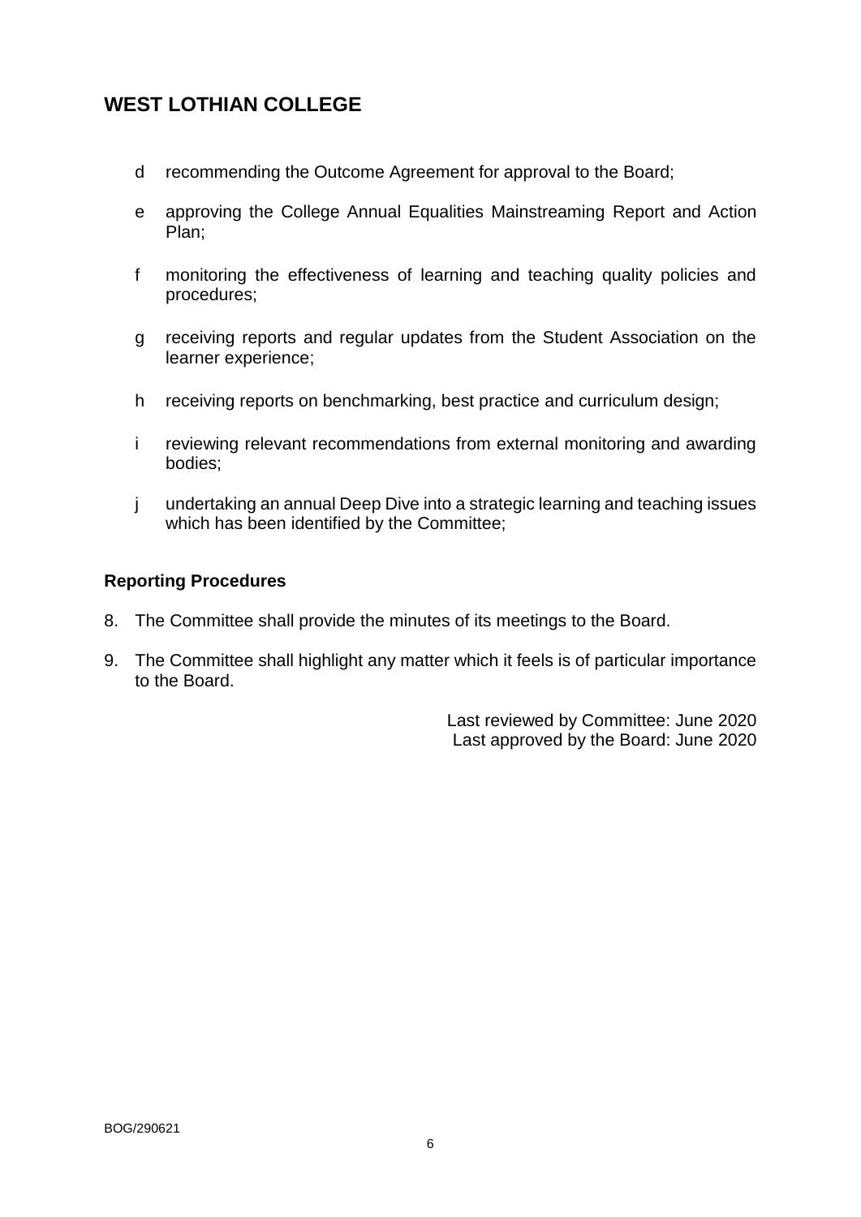d recommending the Outcome Agreement for approval to the Board;

e approving the College Annual Equalities Mainstreaming Report and Action Plan;

f monitoring the effectiveness of learning and teaching quality policies and procedures;

g receiving reports and regular updates from the Student Association on the learner experience;

h receiving reports on benchmarking, best practice and curriculum design;

i reviewing relevant recommendations from external monitoring and awarding bodies;

j undertaking an annual Deep Dive into a strategic learning and teaching issues which has been identified by the Committee;

**Reporting Procedures**

8. The Committee shall provide the minutes of its meetings to the Board.

9. The Committee shall highlight any matter which it feels is of particular importance to the Board.

Last reviewed by Committee: June 2020
Last approved by the Board: June 2020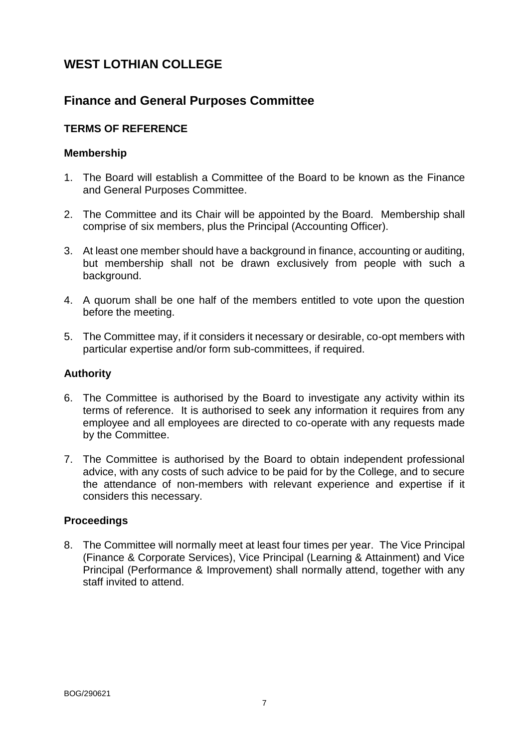# WEST LOTHIAN COLLEGE

## Finance and General Purposes Committee

### TERMS OF REFERENCE

#### Membership

1. The Board will establish a Committee of the Board to be known as the Finance and General Purposes Committee.

2. The Committee and its Chair will be appointed by the Board. Membership shall comprise of six members, plus the Principal (Accounting Officer).

3. At least one member should have a background in finance, accounting or auditing, but membership shall not be drawn exclusively from people with such a background.

4. A quorum shall be one half of the members entitled to vote upon the question before the meeting.

5. The Committee may, if it considers it necessary or desirable, co-opt members with particular expertise and/or form sub-committees, if required.

#### Authority

6. The Committee is authorised by the Board to investigate any activity within its terms of reference. It is authorised to seek any information it requires from any employee and all employees are directed to co-operate with any requests made by the Committee.

7. The Committee is authorised by the Board to obtain independent professional advice, with any costs of such advice to be paid for by the College, and to secure the attendance of non-members with relevant experience and expertise if it considers this necessary.

#### Proceedings

8. The Committee will normally meet at least four times per year. The Vice Principal (Finance & Corporate Services), Vice Principal (Learning & Attainment) and Vice Principal (Performance & Improvement) shall normally attend, together with any staff invited to attend.

BOG/290621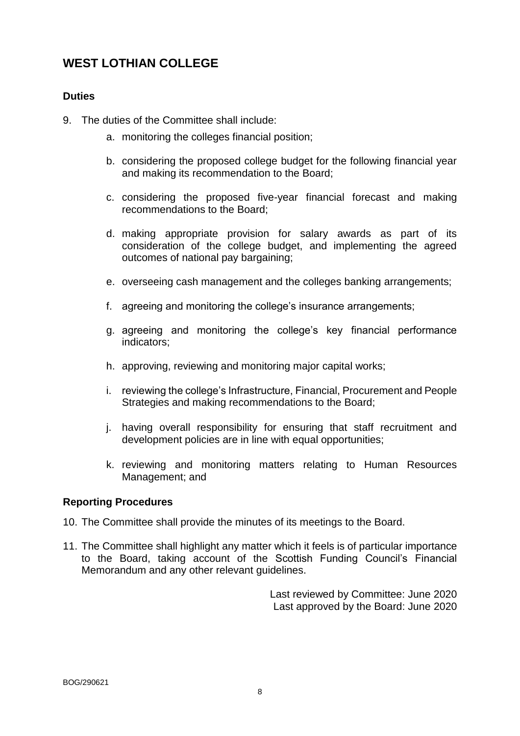## WEST LOTHIAN COLLEGE

### Duties

9. The duties of the Committee shall include:

   a. monitoring the colleges financial position;

   b. considering the proposed college budget for the following financial year and making its recommendation to the Board;

   c. considering the proposed five-year financial forecast and making recommendations to the Board;

   d. making appropriate provision for salary awards as part of its consideration of the college budget, and implementing the agreed outcomes of national pay bargaining;

   e. overseeing cash management and the colleges banking arrangements;

   f. agreeing and monitoring the college's insurance arrangements;

   g. agreeing and monitoring the college's key financial performance indicators;

   h. approving, reviewing and monitoring major capital works;

   i. reviewing the college's Infrastructure, Financial, Procurement and People Strategies and making recommendations to the Board;

   j. having overall responsibility for ensuring that staff recruitment and development policies are in line with equal opportunities;

   k. reviewing and monitoring matters relating to Human Resources Management; and

### Reporting Procedures

10. The Committee shall provide the minutes of its meetings to the Board.

11. The Committee shall highlight any matter which it feels is of particular importance to the Board, taking account of the Scottish Funding Council's Financial Memorandum and any other relevant guidelines.

Last reviewed by Committee: June 2020
Last approved by the Board: June 2020

BOG/290621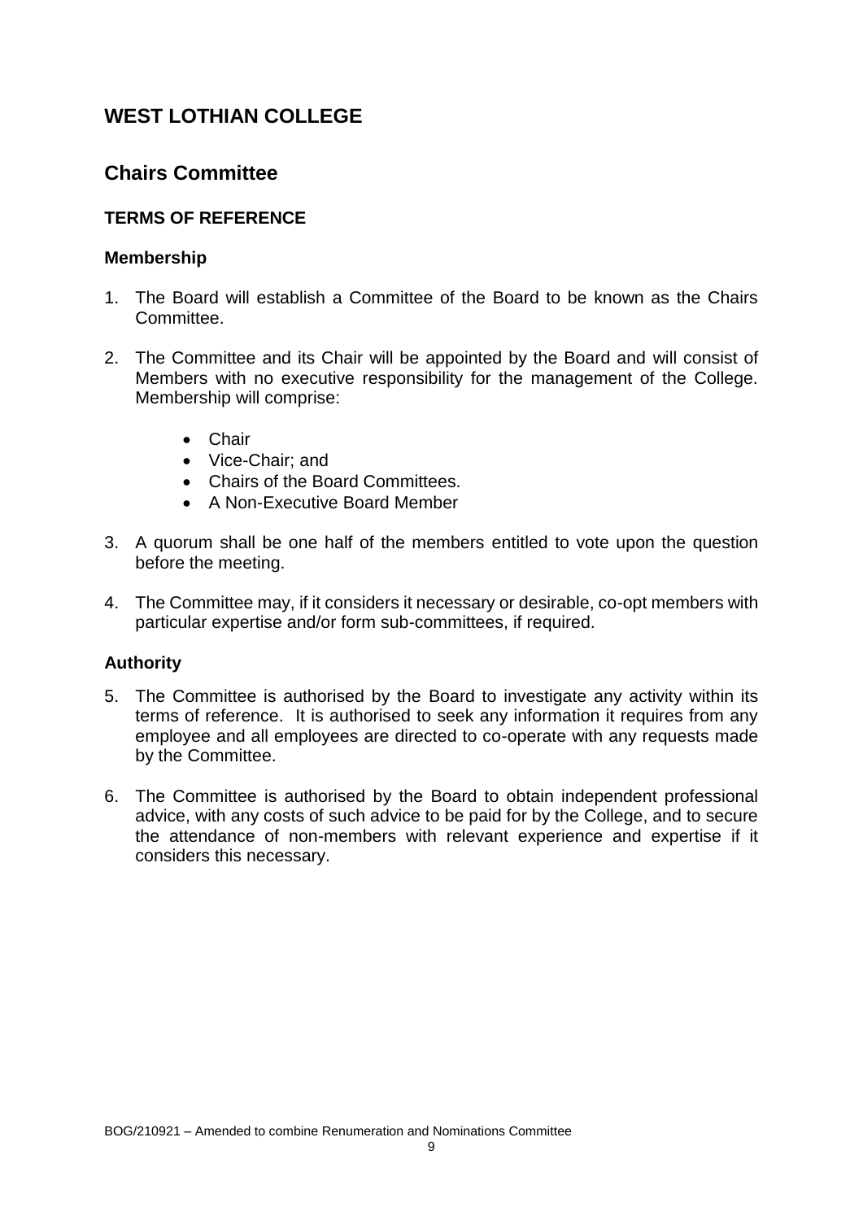# WEST LOTHIAN COLLEGE

## Chairs Committee

### TERMS OF REFERENCE

#### Membership

1. The Board will establish a Committee of the Board to be known as the Chairs Committee.

2. The Committee and its Chair will be appointed by the Board and will consist of Members with no executive responsibility for the management of the College. Membership will comprise:

   - Chair
   - Vice-Chair; and
   - Chairs of the Board Committees.
   - A Non-Executive Board Member

3. A quorum shall be one half of the members entitled to vote upon the question before the meeting.

4. The Committee may, if it considers it necessary or desirable, co-opt members with particular expertise and/or form sub-committees, if required.

#### Authority

5. The Committee is authorised by the Board to investigate any activity within its terms of reference. It is authorised to seek any information it requires from any employee and all employees are directed to co-operate with any requests made by the Committee.

6. The Committee is authorised by the Board to obtain independent professional advice, with any costs of such advice to be paid for by the College, and to secure the attendance of non-members with relevant experience and expertise if it considers this necessary.

BOG/210921 – Amended to combine Renumeration and Nominations Committee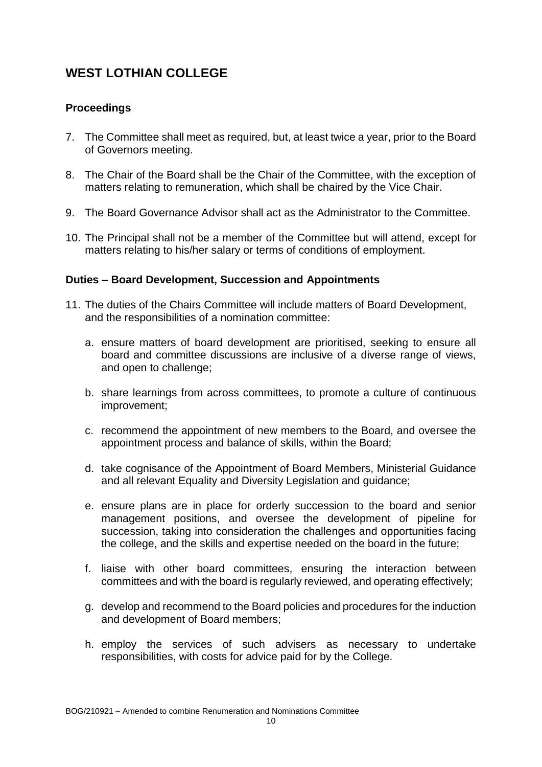# WEST LOTHIAN COLLEGE

### Proceedings

7. The Committee shall meet as required, but, at least twice a year, prior to the Board of Governors meeting.

8. The Chair of the Board shall be the Chair of the Committee, with the exception of matters relating to remuneration, which shall be chaired by the Vice Chair.

9. The Board Governance Advisor shall act as the Administrator to the Committee.

10. The Principal shall not be a member of the Committee but will attend, except for matters relating to his/her salary or terms of conditions of employment.

### Duties – Board Development, Succession and Appointments

11. The duties of the Chairs Committee will include matters of Board Development, and the responsibilities of a nomination committee:

    a. ensure matters of board development are prioritised, seeking to ensure all board and committee discussions are inclusive of a diverse range of views, and open to challenge;

    b. share learnings from across committees, to promote a culture of continuous improvement;

    c. recommend the appointment of new members to the Board, and oversee the appointment process and balance of skills, within the Board;

    d. take cognisance of the Appointment of Board Members, Ministerial Guidance and all relevant Equality and Diversity Legislation and guidance;

    e. ensure plans are in place for orderly succession to the board and senior management positions, and oversee the development of pipeline for succession, taking into consideration the challenges and opportunities facing the college, and the skills and expertise needed on the board in the future;

    f. liaise with other board committees, ensuring the interaction between committees and with the board is regularly reviewed, and operating effectively;

    g. develop and recommend to the Board policies and procedures for the induction and development of Board members;

    h. employ the services of such advisers as necessary to undertake responsibilities, with costs for advice paid for by the College.

BOG/210921 – Amended to combine Renumeration and Nominations Committee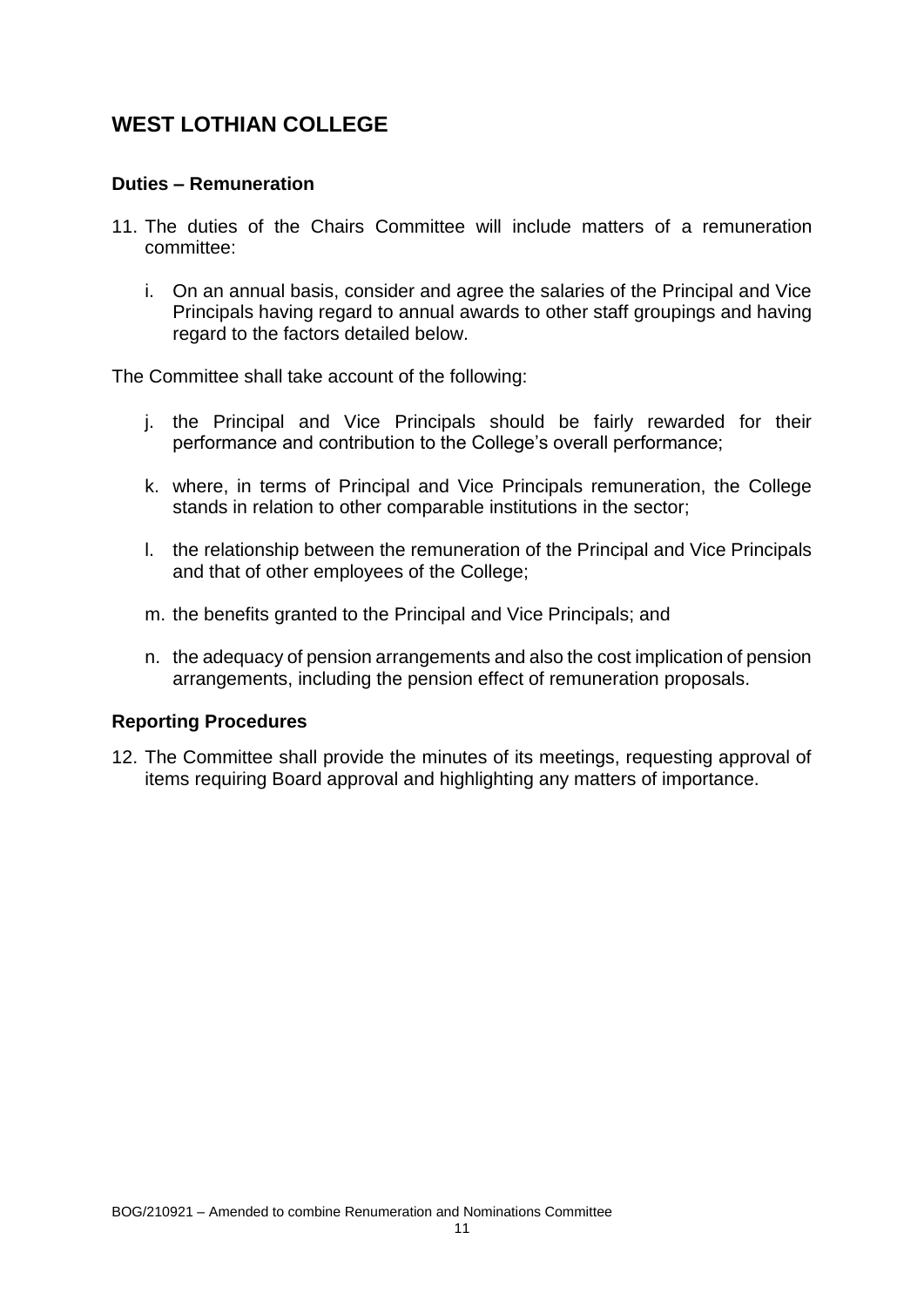# WEST LOTHIAN COLLEGE

### Duties – Remuneration

11. The duties of the Chairs Committee will include matters of a remuneration committee:

    i. On an annual basis, consider and agree the salaries of the Principal and Vice Principals having regard to annual awards to other staff groupings and having regard to the factors detailed below.

The Committee shall take account of the following:

j. the Principal and Vice Principals should be fairly rewarded for their performance and contribution to the College's overall performance;

k. where, in terms of Principal and Vice Principals remuneration, the College stands in relation to other comparable institutions in the sector;

l. the relationship between the remuneration of the Principal and Vice Principals and that of other employees of the College;

m. the benefits granted to the Principal and Vice Principals; and

n. the adequacy of pension arrangements and also the cost implication of pension arrangements, including the pension effect of remuneration proposals.

### Reporting Procedures

12. The Committee shall provide the minutes of its meetings, requesting approval of items requiring Board approval and highlighting any matters of importance.

BOG/210921 – Amended to combine Renumeration and Nominations Committee